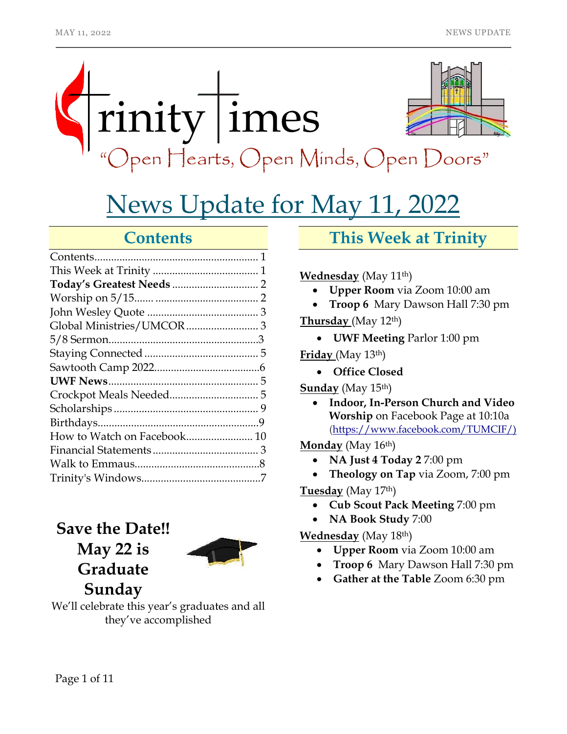# Trinity Times

"Open Hearts, Open Minds, Open Doors"

# News Update for May 11, 2022

## Contents

| | |
|---|---|
| Contents | 1 |
| This Week at Trinity | 1 |
| **Today's Greatest Needs** | 2 |
| Worship on 5/15 | 2 |
| John Wesley Quote | 3 |
| Global Ministries/UMCOR | 3 |
| 5/8 Sermon | 3 |
| Staying Connected | 5 |
| Sawtooth Camp 2022 | 6 |
| **UWF News** | 5 |
| Crockpot Meals Needed | 5 |
| Scholarships | 9 |
| Birthdays | 9 |
| How to Watch on Facebook | 10 |
| Financial Statements | 3 |
| Walk to Emmaus | 8 |
| Trinity's Windows | 7 |

**Save the Date!! May 22 is Graduate Sunday**

We'll celebrate this year's graduates and all they've accomplished

## This Week at Trinity

**Wednesday** (May 11th)
- **Upper Room** via Zoom 10:00 am
- **Troop 6** Mary Dawson Hall 7:30 pm

**Thursday** (May 12th)
- **UWF Meeting** Parlor 1:00 pm

**Friday** (May 13th)
- **Office Closed**

**Sunday** (May 15th)
- **Indoor, In-Person Church and Video Worship** on Facebook Page at 10:10a (https://www.facebook.com/TUMCIF/)

**Monday** (May 16th)
- **NA Just 4 Today 2** 7:00 pm
- **Theology on Tap** via Zoom, 7:00 pm

**Tuesday** (May 17th)
- **Cub Scout Pack Meeting** 7:00 pm
- **NA Book Study** 7:00

**Wednesday** (May 18th)
- **Upper Room** via Zoom 10:00 am
- **Troop 6** Mary Dawson Hall 7:30 pm
- **Gather at the Table** Zoom 6:30 pm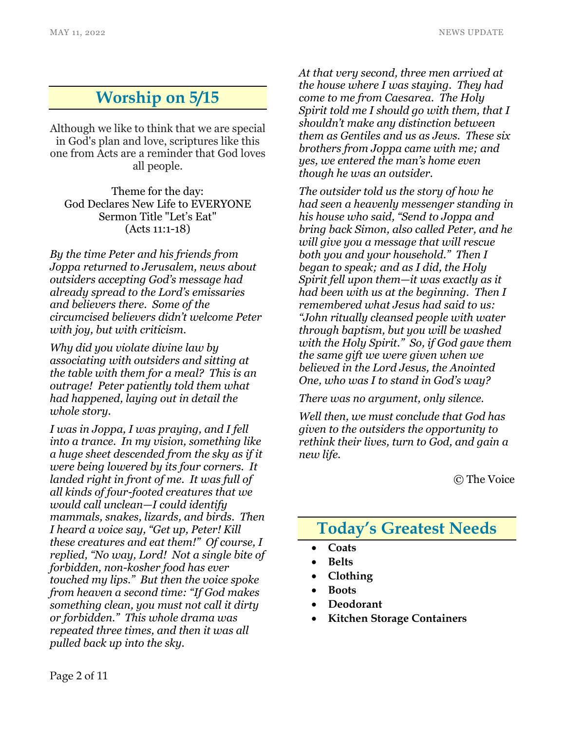## Worship on 5/15

Although we like to think that we are special in God's plan and love, scriptures like this one from Acts are a reminder that God loves all people.

Theme for the day:
God Declares New Life to EVERYONE
Sermon Title "Let's Eat"
(Acts 11:1-18)

*By the time Peter and his friends from Joppa returned to Jerusalem, news about outsiders accepting God's message had already spread to the Lord's emissaries and believers there. Some of the circumcised believers didn't welcome Peter with joy, but with criticism.*

*Why did you violate divine law by associating with outsiders and sitting at the table with them for a meal? This is an outrage! Peter patiently told them what had happened, laying out in detail the whole story.*

*I was in Joppa, I was praying, and I fell into a trance. In my vision, something like a huge sheet descended from the sky as if it were being lowered by its four corners. It landed right in front of me. It was full of all kinds of four-footed creatures that we would call unclean—I could identify mammals, snakes, lizards, and birds. Then I heard a voice say, "Get up, Peter! Kill these creatures and eat them!" Of course, I replied, "No way, Lord! Not a single bite of forbidden, non-kosher food has ever touched my lips." But then the voice spoke from heaven a second time: "If God makes something clean, you must not call it dirty or forbidden." This whole drama was repeated three times, and then it was all pulled back up into the sky.*

*At that very second, three men arrived at the house where I was staying. They had come to me from Caesarea. The Holy Spirit told me I should go with them, that I shouldn't make any distinction between them as Gentiles and us as Jews. These six brothers from Joppa came with me; and yes, we entered the man's home even though he was an outsider.*

*The outsider told us the story of how he had seen a heavenly messenger standing in his house who said, "Send to Joppa and bring back Simon, also called Peter, and he will give you a message that will rescue both you and your household." Then I began to speak; and as I did, the Holy Spirit fell upon them—it was exactly as it had been with us at the beginning. Then I remembered what Jesus had said to us: "John ritually cleansed people with water through baptism, but you will be washed with the Holy Spirit." So, if God gave them the same gift we were given when we believed in the Lord Jesus, the Anointed One, who was I to stand in God's way?*

*There was no argument, only silence.*

*Well then, we must conclude that God has given to the outsiders the opportunity to rethink their lives, turn to God, and gain a new life.*

Ⓒ The Voice

## Today's Greatest Needs

- **Coats**
- **Belts**
- **Clothing**
- **Boots**
- **Deodorant**
- **Kitchen Storage Containers**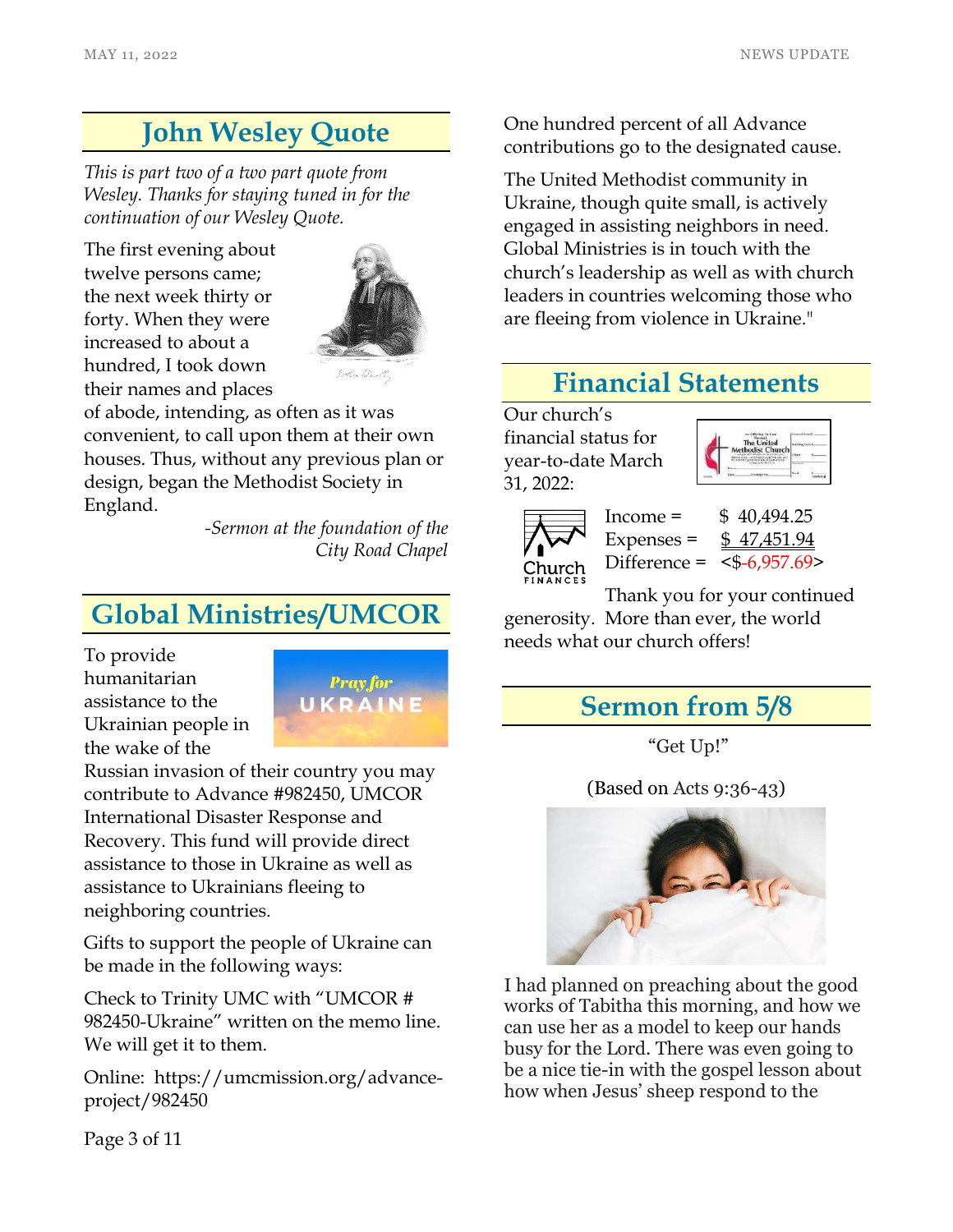## John Wesley Quote

*This is part two of a two part quote from Wesley. Thanks for staying tuned in for the continuation of our Wesley Quote.*

The first evening about twelve persons came; the next week thirty or forty. When they were increased to about a hundred, I took down their names and places of abode, intending, as often as it was convenient, to call upon them at their own houses. Thus, without any previous plan or design, began the Methodist Society in England.

*-Sermon at the foundation of the City Road Chapel*

## Global Ministries/UMCOR

To provide humanitarian assistance to the Ukrainian people in the wake of the Russian invasion of their country you may contribute to Advance #982450, UMCOR International Disaster Response and Recovery. This fund will provide direct assistance to those in Ukraine as well as assistance to Ukrainians fleeing to neighboring countries.

Gifts to support the people of Ukraine can be made in the following ways:

Check to Trinity UMC with "UMCOR # 982450-Ukraine" written on the memo line. We will get it to them.

Online: https://umcmission.org/advance-project/982450

One hundred percent of all Advance contributions go to the designated cause.

The United Methodist community in Ukraine, though quite small, is actively engaged in assisting neighbors in need. Global Ministries is in touch with the church's leadership as well as with church leaders in countries welcoming those who are fleeing from violence in Ukraine."

## Financial Statements

Our church's financial status for year-to-date March 31, 2022:

| | |
|---|---|
| Income = | $ 40,494.25 |
| Expenses = | $ 47,451.94 |
| Difference = | <$-6,957.69> |

Thank you for your continued generosity. More than ever, the world needs what our church offers!

## Sermon from 5/8

"Get Up!"

(Based on Acts 9:36-43)

I had planned on preaching about the good works of Tabitha this morning, and how we can use her as a model to keep our hands busy for the Lord. There was even going to be a nice tie-in with the gospel lesson about how when Jesus' sheep respond to the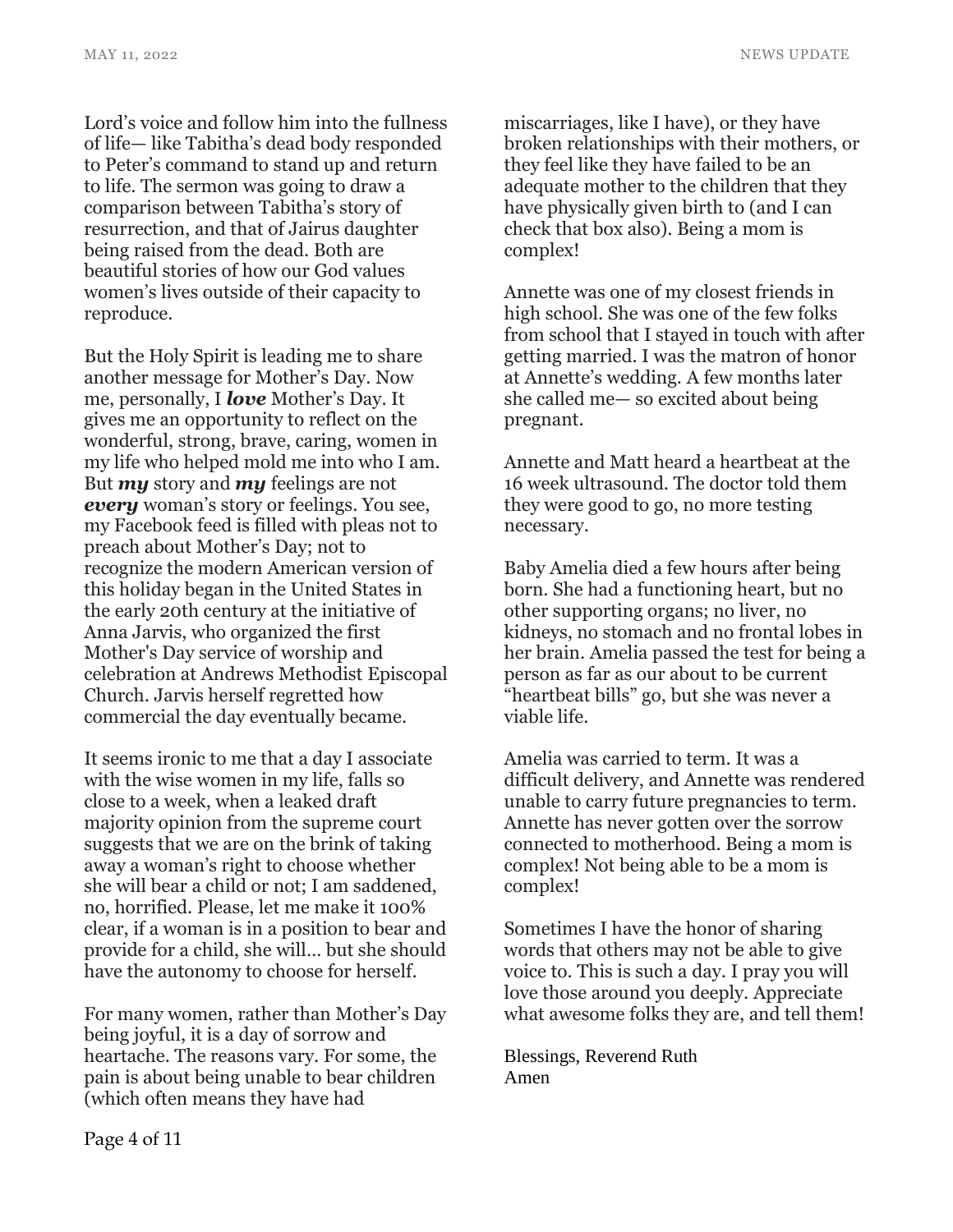Lord's voice and follow him into the fullness of life— like Tabitha's dead body responded to Peter's command to stand up and return to life. The sermon was going to draw a comparison between Tabitha's story of resurrection, and that of Jairus daughter being raised from the dead. Both are beautiful stories of how our God values women's lives outside of their capacity to reproduce.

But the Holy Spirit is leading me to share another message for Mother's Day. Now me, personally, I ***love*** Mother's Day. It gives me an opportunity to reflect on the wonderful, strong, brave, caring, women in my life who helped mold me into who I am. But ***my*** story and ***my*** feelings are not ***every*** woman's story or feelings. You see, my Facebook feed is filled with pleas not to preach about Mother's Day; not to recognize the modern American version of this holiday began in the United States in the early 20th century at the initiative of Anna Jarvis, who organized the first Mother's Day service of worship and celebration at Andrews Methodist Episcopal Church. Jarvis herself regretted how commercial the day eventually became.

It seems ironic to me that a day I associate with the wise women in my life, falls so close to a week, when a leaked draft majority opinion from the supreme court suggests that we are on the brink of taking away a woman's right to choose whether she will bear a child or not; I am saddened, no, horrified. Please, let me make it 100% clear, if a woman is in a position to bear and provide for a child, she will... but she should have the autonomy to choose for herself.

For many women, rather than Mother's Day being joyful, it is a day of sorrow and heartache. The reasons vary. For some, the pain is about being unable to bear children (which often means they have had miscarriages, like I have), or they have broken relationships with their mothers, or they feel like they have failed to be an adequate mother to the children that they have physically given birth to (and I can check that box also). Being a mom is complex!

Annette was one of my closest friends in high school. She was one of the few folks from school that I stayed in touch with after getting married. I was the matron of honor at Annette's wedding. A few months later she called me— so excited about being pregnant.

Annette and Matt heard a heartbeat at the 16 week ultrasound. The doctor told them they were good to go, no more testing necessary.

Baby Amelia died a few hours after being born. She had a functioning heart, but no other supporting organs; no liver, no kidneys, no stomach and no frontal lobes in her brain. Amelia passed the test for being a person as far as our about to be current "heartbeat bills" go, but she was never a viable life.

Amelia was carried to term. It was a difficult delivery, and Annette was rendered unable to carry future pregnancies to term. Annette has never gotten over the sorrow connected to motherhood. Being a mom is complex! Not being able to be a mom is complex!

Sometimes I have the honor of sharing words that others may not be able to give voice to. This is such a day. I pray you will love those around you deeply. Appreciate what awesome folks they are, and tell them!

Blessings, Reverend Ruth
Amen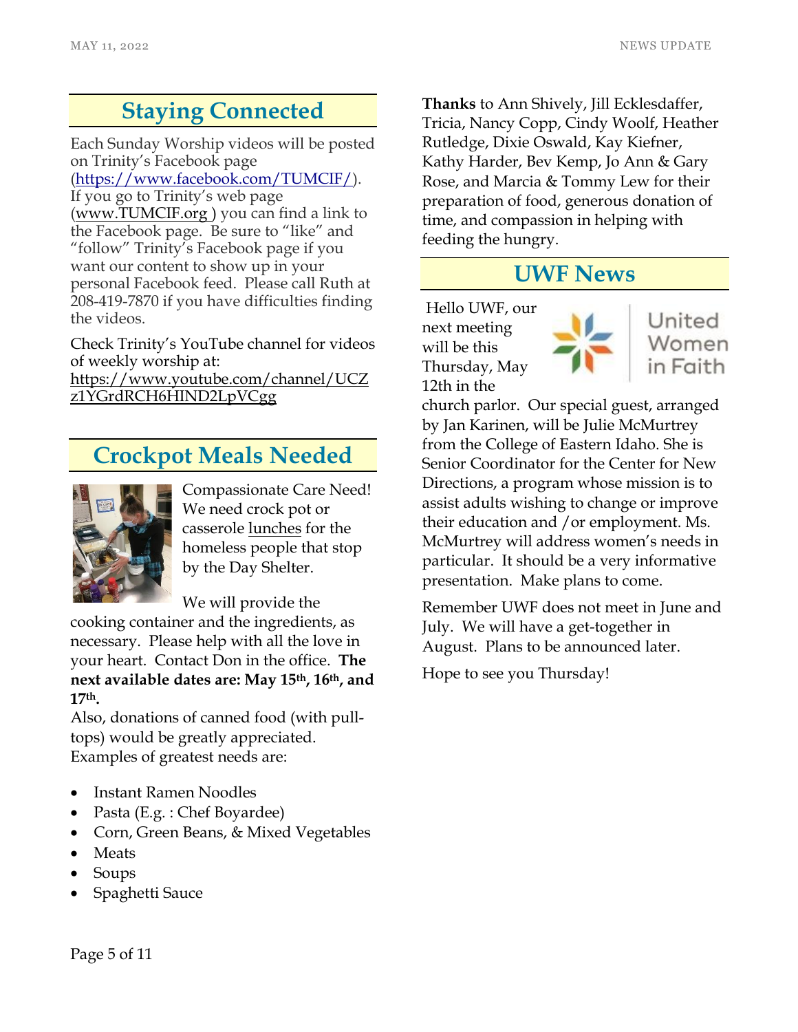## Staying Connected

Each Sunday Worship videos will be posted on Trinity's Facebook page (https://www.facebook.com/TUMCIF/). If you go to Trinity's web page (www.TUMCIF.org ) you can find a link to the Facebook page. Be sure to "like" and "follow" Trinity's Facebook page if you want our content to show up in your personal Facebook feed. Please call Ruth at 208-419-7870 if you have difficulties finding the videos.

Check Trinity's YouTube channel for videos of weekly worship at: https://www.youtube.com/channel/UCZz1YGrdRCH6HIND2LpVCgg

## Crockpot Meals Needed

Compassionate Care Need! We need crock pot or casserole lunches for the homeless people that stop by the Day Shelter.

We will provide the cooking container and the ingredients, as necessary. Please help with all the love in your heart. Contact Don in the office. **The next available dates are: May 15th, 16th, and 17th.**

Also, donations of canned food (with pull-tops) would be greatly appreciated. Examples of greatest needs are:

- Instant Ramen Noodles
- Pasta (E.g. : Chef Boyardee)
- Corn, Green Beans, & Mixed Vegetables
- Meats
- Soups
- Spaghetti Sauce

**Thanks** to Ann Shively, Jill Ecklesdaffer, Tricia, Nancy Copp, Cindy Woolf, Heather Rutledge, Dixie Oswald, Kay Kiefner, Kathy Harder, Bev Kemp, Jo Ann & Gary Rose, and Marcia & Tommy Lew for their preparation of food, generous donation of time, and compassion in helping with feeding the hungry.

## UWF News

United Women in Faith

Hello UWF, our next meeting will be this Thursday, May 12th in the church parlor. Our special guest, arranged by Jan Karinen, will be Julie McMurtrey from the College of Eastern Idaho. She is Senior Coordinator for the Center for New Directions, a program whose mission is to assist adults wishing to change or improve their education and /or employment. Ms. McMurtrey will address women's needs in particular. It should be a very informative presentation. Make plans to come.

Remember UWF does not meet in June and July. We will have a get-together in August. Plans to be announced later.

Hope to see you Thursday!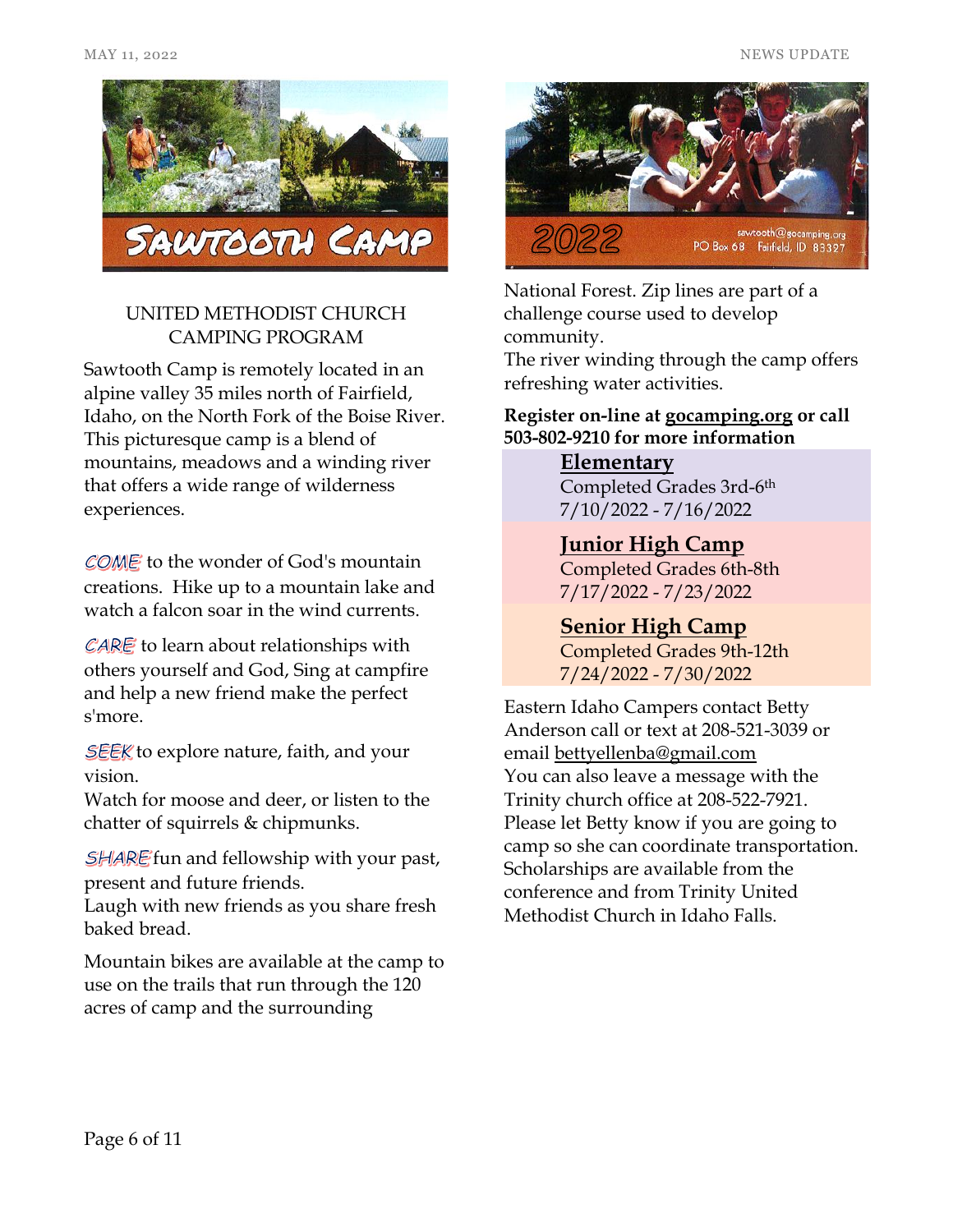UNITED METHODIST CHURCH CAMPING PROGRAM

Sawtooth Camp is remotely located in an alpine valley 35 miles north of Fairfield, Idaho, on the North Fork of the Boise River. This picturesque camp is a blend of mountains, meadows and a winding river that offers a wide range of wilderness experiences.

*COME* to the wonder of God's mountain creations. Hike up to a mountain lake and watch a falcon soar in the wind currents.

*CARE* to learn about relationships with others yourself and God, Sing at campfire and help a new friend make the perfect s'more.

*SEEK* to explore nature, faith, and your vision.
Watch for moose and deer, or listen to the chatter of squirrels & chipmunks.

*SHARE* fun and fellowship with your past, present and future friends.
Laugh with new friends as you share fresh baked bread.

Mountain bikes are available at the camp to use on the trails that run through the 120 acres of camp and the surrounding National Forest. Zip lines are part of a challenge course used to develop community.
The river winding through the camp offers refreshing water activities.

**Register on-line at gocamping.org or call 503-802-9210 for more information**

**Elementary**
Completed Grades 3rd-6th
7/10/2022 - 7/16/2022

**Junior High Camp**
Completed Grades 6th-8th
7/17/2022 - 7/23/2022

**Senior High Camp**
Completed Grades 9th-12th
7/24/2022 - 7/30/2022

Eastern Idaho Campers contact Betty Anderson call or text at 208-521-3039 or email bettyellenba@gmail.com
You can also leave a message with the Trinity church office at 208-522-7921.
Please let Betty know if you are going to camp so she can coordinate transportation.
Scholarships are available from the conference and from Trinity United Methodist Church in Idaho Falls.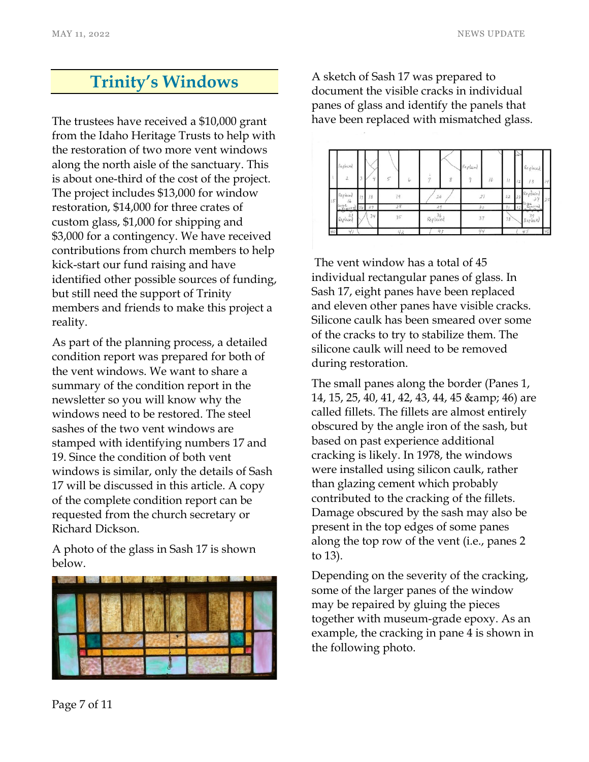## Trinity's Windows

The trustees have received a $10,000 grant from the Idaho Heritage Trusts to help with the restoration of two more vent windows along the north aisle of the sanctuary. This is about one-third of the cost of the project. The project includes $13,000 for window restoration, $14,000 for three crates of custom glass, $1,000 for shipping and $3,000 for a contingency. We have received contributions from church members to help kick-start our fund raising and have identified other possible sources of funding, but still need the support of Trinity members and friends to make this project a reality.

As part of the planning process, a detailed condition report was prepared for both of the vent windows. We want to share a summary of the condition report in the newsletter so you will know why the windows need to be restored. The steel sashes of the two vent windows are stamped with identifying numbers 17 and 19. Since the condition of both vent windows is similar, only the details of Sash 17 will be discussed in this article. A copy of the complete condition report can be requested from the church secretary or Richard Dickson.

A photo of the glass in Sash 17 is shown below.

A sketch of Sash 17 was prepared to document the visible cracks in individual panes of glass and identify the panels that have been replaced with mismatched glass.

The vent window has a total of 45 individual rectangular panes of glass. In Sash 17, eight panes have been replaced and eleven other panes have visible cracks. Silicone caulk has been smeared over some of the cracks to try to stabilize them. The silicone caulk will need to be removed during restoration.

The small panes along the border (Panes 1, 14, 15, 25, 40, 41, 42, 43, 44, 45 &amp; 46) are called fillets. The fillets are almost entirely obscured by the angle iron of the sash, but based on past experience additional cracking is likely. In 1978, the windows were installed using silicon caulk, rather than glazing cement which probably contributed to the cracking of the fillets. Damage obscured by the sash may also be present in the top edges of some panes along the top row of the vent (i.e., panes 2 to 13).

Depending on the severity of the cracking, some of the larger panes of the window may be repaired by gluing the pieces together with museum-grade epoxy. As an example, the cracking in pane 4 is shown in the following photo.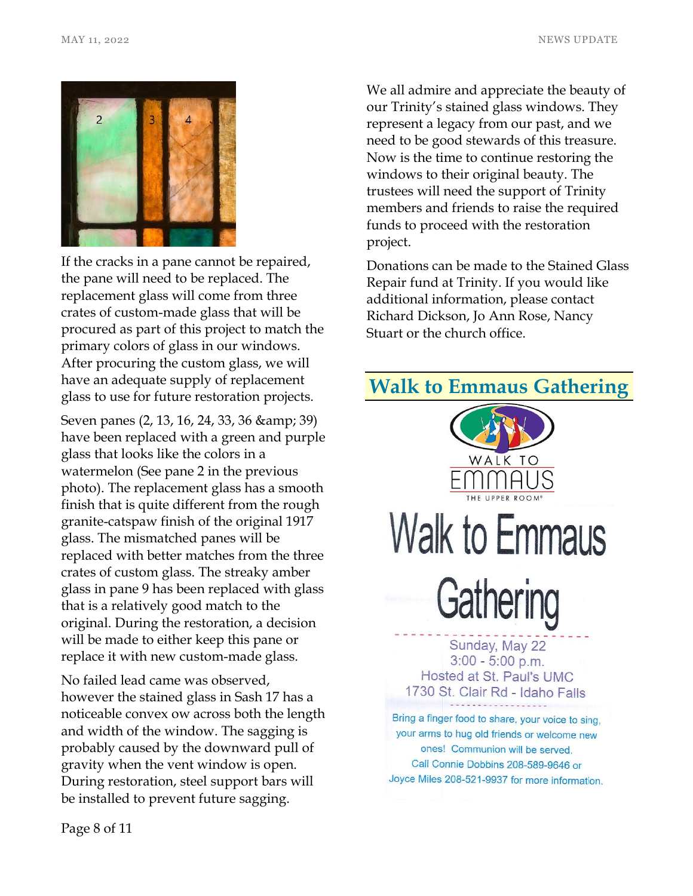If the cracks in a pane cannot be repaired, the pane will need to be replaced. The replacement glass will come from three crates of custom-made glass that will be procured as part of this project to match the primary colors of glass in our windows. After procuring the custom glass, we will have an adequate supply of replacement glass to use for future restoration projects.

Seven panes (2, 13, 16, 24, 33, 36 &amp; 39) have been replaced with a green and purple glass that looks like the colors in a watermelon (See pane 2 in the previous photo). The replacement glass has a smooth finish that is quite different from the rough granite-catspaw finish of the original 1917 glass. The mismatched panes will be replaced with better matches from the three crates of custom glass. The streaky amber glass in pane 9 has been replaced with glass that is a relatively good match to the original. During the restoration, a decision will be made to either keep this pane or replace it with new custom-made glass.

No failed lead came was observed, however the stained glass in Sash 17 has a noticeable convex ow across both the length and width of the window. The sagging is probably caused by the downward pull of gravity when the vent window is open. During restoration, steel support bars will be installed to prevent future sagging.

We all admire and appreciate the beauty of our Trinity's stained glass windows. They represent a legacy from our past, and we need to be good stewards of this treasure. Now is the time to continue restoring the windows to their original beauty. The trustees will need the support of Trinity members and friends to raise the required funds to proceed with the restoration project.

Donations can be made to the Stained Glass Repair fund at Trinity. If you would like additional information, please contact Richard Dickson, Jo Ann Rose, Nancy Stuart or the church office.

## Walk to Emmaus Gathering

WALK TO EMMAUS
THE UPPER ROOM®

**Walk to Emmaus Gathering**

Sunday, May 22
3:00 - 5:00 p.m.
Hosted at St. Paul's UMC
1730 St. Clair Rd - Idaho Falls

Bring a finger food to share, your voice to sing, your arms to hug old friends or welcome new ones! Communion will be served.
Call Connie Dobbins 208-589-9646 or Joyce Miles 208-521-9937 for more information.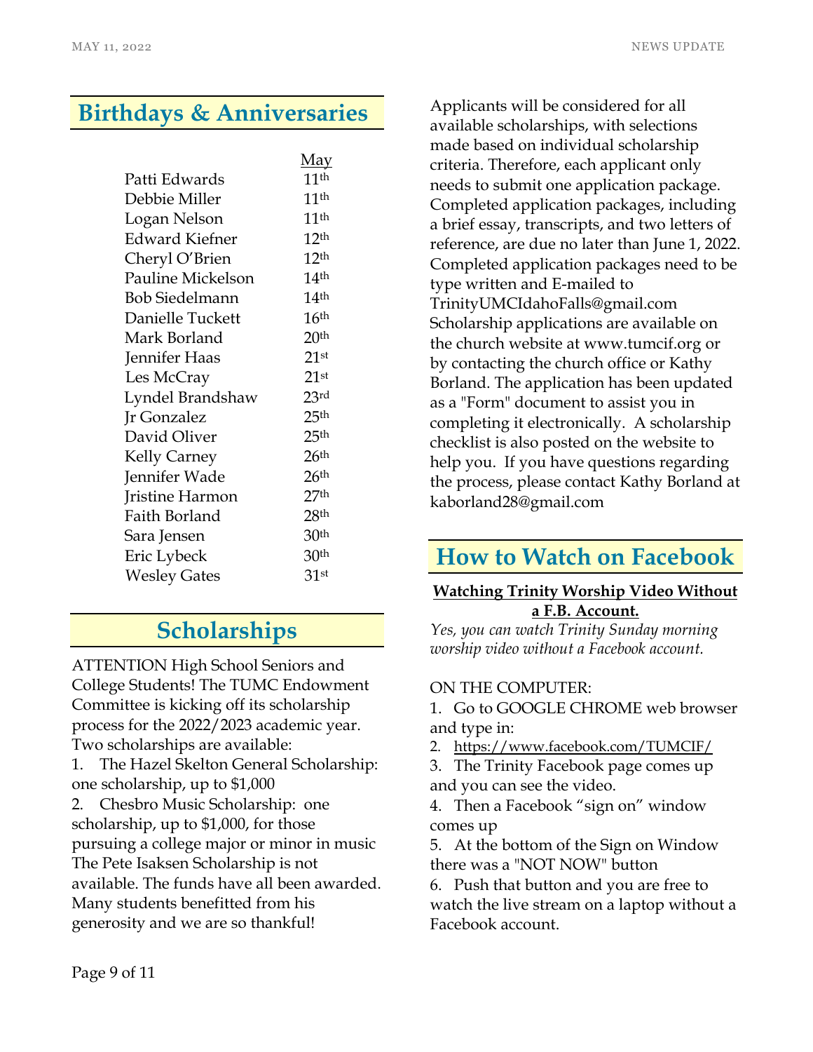## Birthdays & Anniversaries

| | May |
|---|---|
| Patti Edwards | 11th |
| Debbie Miller | 11th |
| Logan Nelson | 11th |
| Edward Kiefner | 12th |
| Cheryl O'Brien | 12th |
| Pauline Mickelson | 14th |
| Bob Siedelmann | 14th |
| Danielle Tuckett | 16th |
| Mark Borland | 20th |
| Jennifer Haas | 21st |
| Les McCray | 21st |
| Lyndel Brandshaw | 23rd |
| Jr Gonzalez | 25th |
| David Oliver | 25th |
| Kelly Carney | 26th |
| Jennifer Wade | 26th |
| Jristine Harmon | 27th |
| Faith Borland | 28th |
| Sara Jensen | 30th |
| Eric Lybeck | 30th |
| Wesley Gates | 31st |

## Scholarships

ATTENTION High School Seniors and College Students! The TUMC Endowment Committee is kicking off its scholarship process for the 2022/2023 academic year. Two scholarships are available:

1. The Hazel Skelton General Scholarship: one scholarship, up to $1,000
2. Chesbro Music Scholarship: one scholarship, up to $1,000, for those pursuing a college major or minor in music

The Pete Isaksen Scholarship is not available. The funds have all been awarded. Many students benefitted from his generosity and we are so thankful!

Applicants will be considered for all available scholarships, with selections made based on individual scholarship criteria. Therefore, each applicant only needs to submit one application package. Completed application packages, including a brief essay, transcripts, and two letters of reference, are due no later than June 1, 2022. Completed application packages need to be type written and E-mailed to TrinityUMCIdahoFalls@gmail.com Scholarship applications are available on the church website at www.tumcif.org or by contacting the church office or Kathy Borland. The application has been updated as a "Form" document to assist you in completing it electronically. A scholarship checklist is also posted on the website to help you. If you have questions regarding the process, please contact Kathy Borland at kaborland28@gmail.com

## How to Watch on Facebook

**Watching Trinity Worship Video Without a F.B. Account.**

*Yes, you can watch Trinity Sunday morning worship video without a Facebook account.*

ON THE COMPUTER:

1. Go to GOOGLE CHROME web browser and type in:
2. https://www.facebook.com/TUMCIF/
3. The Trinity Facebook page comes up and you can see the video.
4. Then a Facebook "sign on" window comes up
5. At the bottom of the Sign on Window there was a "NOT NOW" button
6. Push that button and you are free to watch the live stream on a laptop without a Facebook account.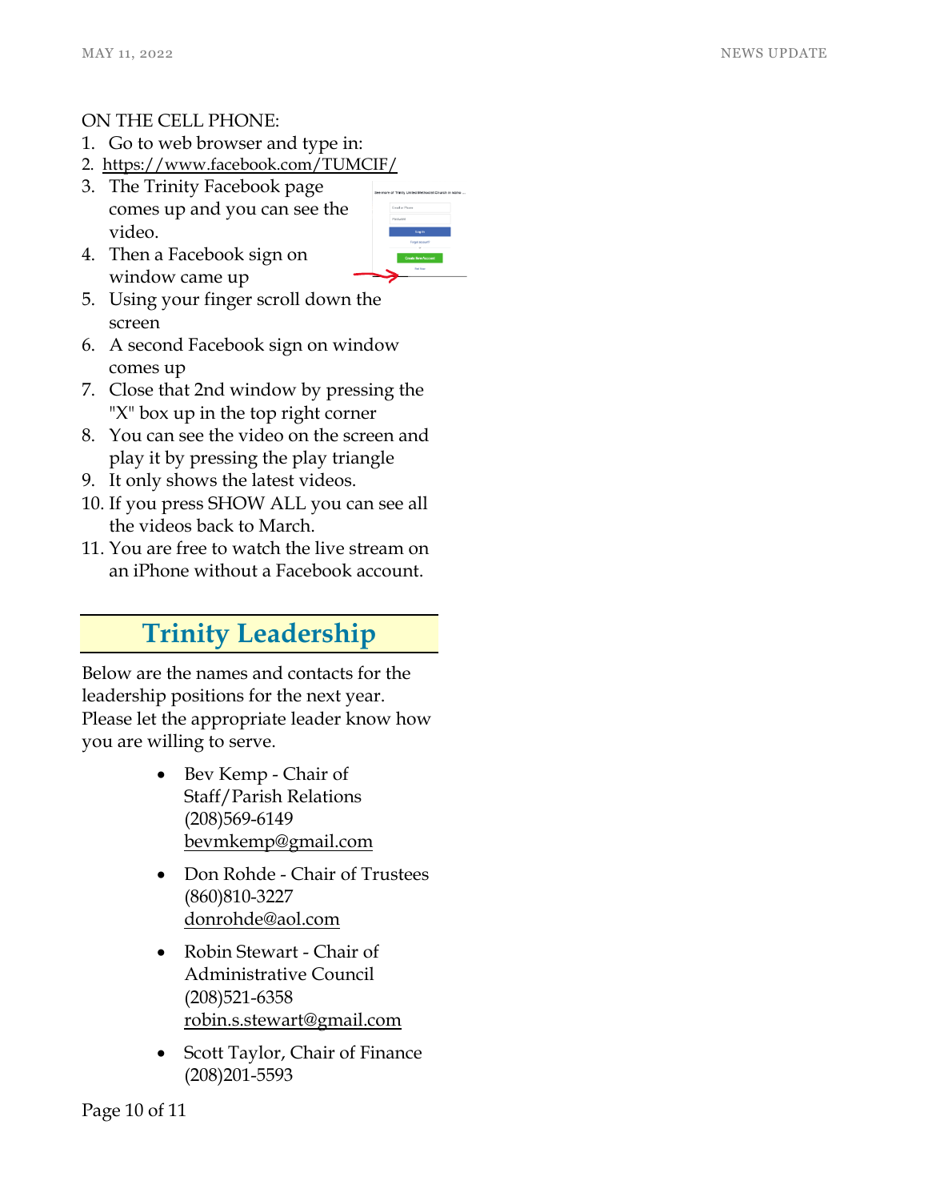ON THE CELL PHONE:

1. Go to web browser and type in:
2. https://www.facebook.com/TUMCIF/
3. The Trinity Facebook page comes up and you can see the video.
4. Then a Facebook sign on window came up
5. Using your finger scroll down the screen
6. A second Facebook sign on window comes up
7. Close that 2nd window by pressing the "X" box up in the top right corner
8. You can see the video on the screen and play it by pressing the play triangle
9. It only shows the latest videos.
10. If you press SHOW ALL you can see all the videos back to March.
11. You are free to watch the live stream on an iPhone without a Facebook account.

## Trinity Leadership

Below are the names and contacts for the leadership positions for the next year. Please let the appropriate leader know how you are willing to serve.

- Bev Kemp - Chair of Staff/Parish Relations (208)569-6149 bevmkemp@gmail.com
- Don Rohde - Chair of Trustees (860)810-3227 donrohde@aol.com
- Robin Stewart - Chair of Administrative Council (208)521-6358 robin.s.stewart@gmail.com
- Scott Taylor, Chair of Finance (208)201-5593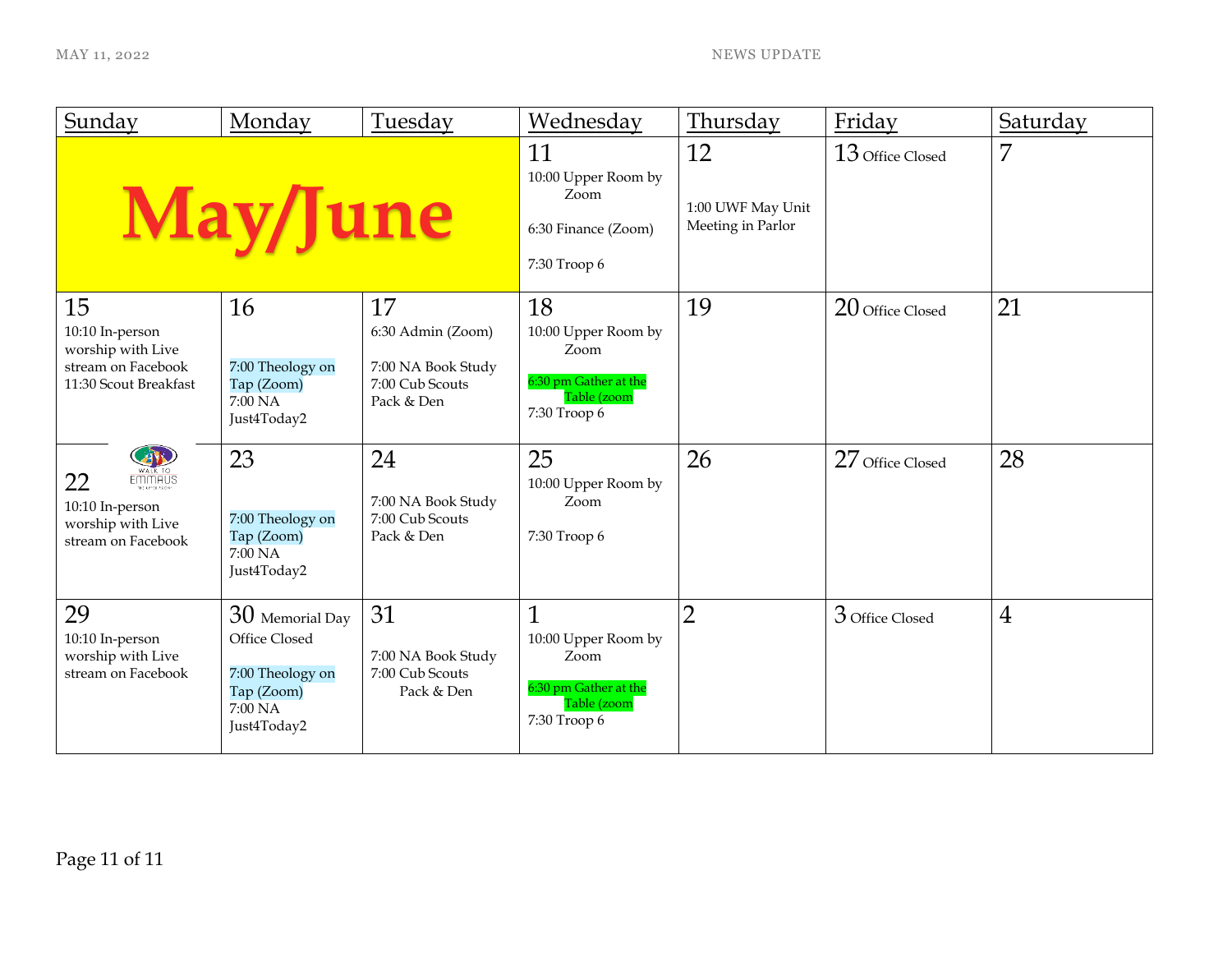| Sunday | Monday | Tuesday | Wednesday | Thursday | Friday | Saturday |
|---|---|---|---|---|---|---|
| **May/June** | | | 11<br>10:00 Upper Room by Zoom<br>6:30 Finance (Zoom)<br>7:30 Troop 6 | 12<br>1:00 UWF May Unit Meeting in Parlor | 13 Office Closed | 7 |
| 15<br>10:10 In-person worship with Live stream on Facebook<br>11:30 Scout Breakfast | 16<br>7:00 Theology on Tap (Zoom)<br>7:00 NA Just4Today2 | 17<br>6:30 Admin (Zoom)<br>7:00 NA Book Study<br>7:00 Cub Scouts Pack & Den | 18<br>10:00 Upper Room by Zoom<br>6:30 pm Gather at the Table (zoom<br>7:30 Troop 6 | 19 | 20 Office Closed | 21 |
| 22<br>10:10 In-person worship with Live stream on Facebook | 23<br>7:00 Theology on Tap (Zoom)<br>7:00 NA Just4Today2 | 24<br>7:00 NA Book Study<br>7:00 Cub Scouts Pack & Den | 25<br>10:00 Upper Room by Zoom<br>7:30 Troop 6 | 26 | 27 Office Closed | 28 |
| 29<br>10:10 In-person worship with Live stream on Facebook | 30 Memorial Day Office Closed<br>7:00 Theology on Tap (Zoom)<br>7:00 NA Just4Today2 | 31<br>7:00 NA Book Study<br>7:00 Cub Scouts Pack & Den | 1<br>10:00 Upper Room by Zoom<br>6:30 pm Gather at the Table (zoom<br>7:30 Troop 6 | 2 | 3 Office Closed | 4 |